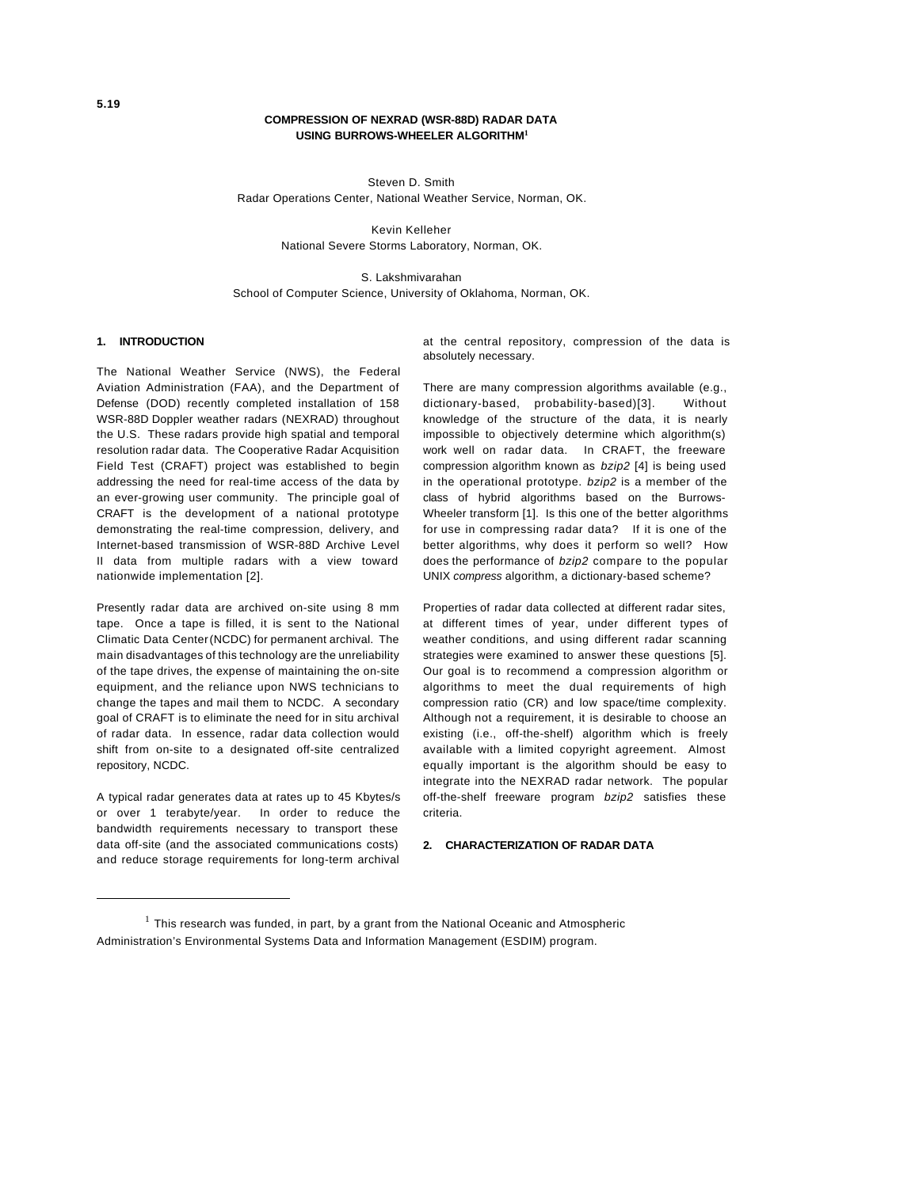5.19

# COMPRESSION OF NEXRAD (WSR-88D) RADAR DATA USING BURROWS-WHEELER ALGORITHM[1]

Steven D. Smith
Radar Operations Center, National Weather Service, Norman, OK.

Kevin Kelleher
National Severe Storms Laboratory, Norman, OK.

S. Lakshmivarahan
School of Computer Science, University of Oklahoma, Norman, OK.

## 1. INTRODUCTION

The National Weather Service (NWS), the Federal Aviation Administration (FAA), and the Department of Defense (DOD) recently completed installation of 158 WSR-88D Doppler weather radars (NEXRAD) throughout the U.S. These radars provide high spatial and temporal resolution radar data. The Cooperative Radar Acquisition Field Test (CRAFT) project was established to begin addressing the need for real-time access of the data by an ever-growing user community. The principle goal of CRAFT is the development of a national prototype demonstrating the real-time compression, delivery, and Internet-based transmission of WSR-88D Archive Level II data from multiple radars with a view toward nationwide implementation [2].

Presently radar data are archived on-site using 8 mm tape. Once a tape is filled, it is sent to the National Climatic Data Center (NCDC) for permanent archival. The main disadvantages of this technology are the unreliability of the tape drives, the expense of maintaining the on-site equipment, and the reliance upon NWS technicians to change the tapes and mail them to NCDC. A secondary goal of CRAFT is to eliminate the need for in situ archival of radar data. In essence, radar data collection would shift from on-site to a designated off-site centralized repository, NCDC.

A typical radar generates data at rates up to 45 Kbytes/s or over 1 terabyte/year. In order to reduce the bandwidth requirements necessary to transport these data off-site (and the associated communications costs) and reduce storage requirements for long-term archival at the central repository, compression of the data is absolutely necessary.

There are many compression algorithms available (e.g., dictionary-based, probability-based)[3]. Without knowledge of the structure of the data, it is nearly impossible to objectively determine which algorithm(s) work well on radar data. In CRAFT, the freeware compression algorithm known as *bzip2* [4] is being used in the operational prototype. *bzip2* is a member of the class of hybrid algorithms based on the Burrows-Wheeler transform [1]. Is this one of the better algorithms for use in compressing radar data? If it is one of the better algorithms, why does it perform so well? How does the performance of *bzip2* compare to the popular UNIX *compress* algorithm, a dictionary-based scheme?

Properties of radar data collected at different radar sites, at different times of year, under different types of weather conditions, and using different radar scanning strategies were examined to answer these questions [5]. Our goal is to recommend a compression algorithm or algorithms to meet the dual requirements of high compression ratio (CR) and low space/time complexity. Although not a requirement, it is desirable to choose an existing (i.e., off-the-shelf) algorithm which is freely available with a limited copyright agreement. Almost equally important is the algorithm should be easy to integrate into the NEXRAD radar network. The popular off-the-shelf freeware program *bzip2* satisfies these criteria.

## 2. CHARACTERIZATION OF RADAR DATA

[1] This research was funded, in part, by a grant from the National Oceanic and Atmospheric Administration's Environmental Systems Data and Information Management (ESDIM) program.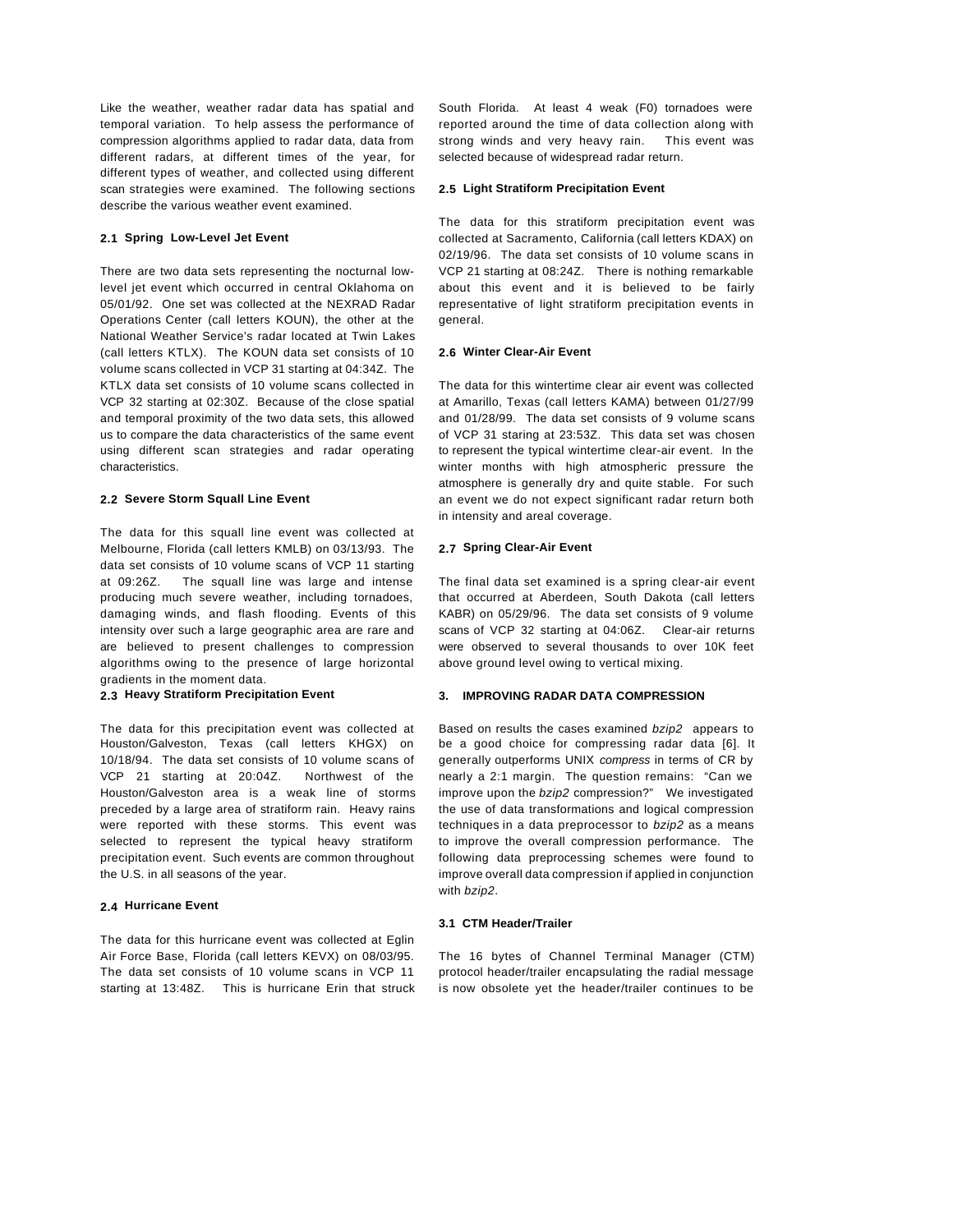Like the weather, weather radar data has spatial and temporal variation. To help assess the performance of compression algorithms applied to radar data, data from different radars, at different times of the year, for different types of weather, and collected using different scan strategies were examined. The following sections describe the various weather event examined.

### 2.1 Spring Low-Level Jet Event

There are two data sets representing the nocturnal low-level jet event which occurred in central Oklahoma on 05/01/92. One set was collected at the NEXRAD Radar Operations Center (call letters KOUN), the other at the National Weather Service's radar located at Twin Lakes (call letters KTLX). The KOUN data set consists of 10 volume scans collected in VCP 31 starting at 04:34Z. The KTLX data set consists of 10 volume scans collected in VCP 32 starting at 02:30Z. Because of the close spatial and temporal proximity of the two data sets, this allowed us to compare the data characteristics of the same event using different scan strategies and radar operating characteristics.

### 2.2 Severe Storm Squall Line Event

The data for this squall line event was collected at Melbourne, Florida (call letters KMLB) on 03/13/93. The data set consists of 10 volume scans of VCP 11 starting at 09:26Z. The squall line was large and intense producing much severe weather, including tornadoes, damaging winds, and flash flooding. Events of this intensity over such a large geographic area are rare and are believed to present challenges to compression algorithms owing to the presence of large horizontal gradients in the moment data.

### 2.3 Heavy Stratiform Precipitation Event

The data for this precipitation event was collected at Houston/Galveston, Texas (call letters KHGX) on 10/18/94. The data set consists of 10 volume scans of VCP 21 starting at 20:04Z. Northwest of the Houston/Galveston area is a weak line of storms preceded by a large area of stratiform rain. Heavy rains were reported with these storms. This event was selected to represent the typical heavy stratiform precipitation event. Such events are common throughout the U.S. in all seasons of the year.

### 2.4 Hurricane Event

The data for this hurricane event was collected at Eglin Air Force Base, Florida (call letters KEVX) on 08/03/95. The data set consists of 10 volume scans in VCP 11 starting at 13:48Z. This is hurricane Erin that struck South Florida. At least 4 weak (F0) tornadoes were reported around the time of data collection along with strong winds and very heavy rain. This event was selected because of widespread radar return.

### 2.5 Light Stratiform Precipitation Event

The data for this stratiform precipitation event was collected at Sacramento, California (call letters KDAX) on 02/19/96. The data set consists of 10 volume scans in VCP 21 starting at 08:24Z. There is nothing remarkable about this event and it is believed to be fairly representative of light stratiform precipitation events in general.

### 2.6 Winter Clear-Air Event

The data for this wintertime clear air event was collected at Amarillo, Texas (call letters KAMA) between 01/27/99 and 01/28/99. The data set consists of 9 volume scans of VCP 31 staring at 23:53Z. This data set was chosen to represent the typical wintertime clear-air event. In the winter months with high atmospheric pressure the atmosphere is generally dry and quite stable. For such an event we do not expect significant radar return both in intensity and areal coverage.

### 2.7 Spring Clear-Air Event

The final data set examined is a spring clear-air event that occurred at Aberdeen, South Dakota (call letters KABR) on 05/29/96. The data set consists of 9 volume scans of VCP 32 starting at 04:06Z. Clear-air returns were observed to several thousands to over 10K feet above ground level owing to vertical mixing.

## 3. IMPROVING RADAR DATA COMPRESSION

Based on results the cases examined *bzip2* appears to be a good choice for compressing radar data [6]. It generally outperforms UNIX *compress* in terms of CR by nearly a 2:1 margin. The question remains: "Can we improve upon the *bzip2* compression?" We investigated the use of data transformations and logical compression techniques in a data preprocessor to *bzip2* as a means to improve the overall compression performance. The following data preprocessing schemes were found to improve overall data compression if applied in conjunction with *bzip2*.

### 3.1 CTM Header/Trailer

The 16 bytes of Channel Terminal Manager (CTM) protocol header/trailer encapsulating the radial message is now obsolete yet the header/trailer continues to be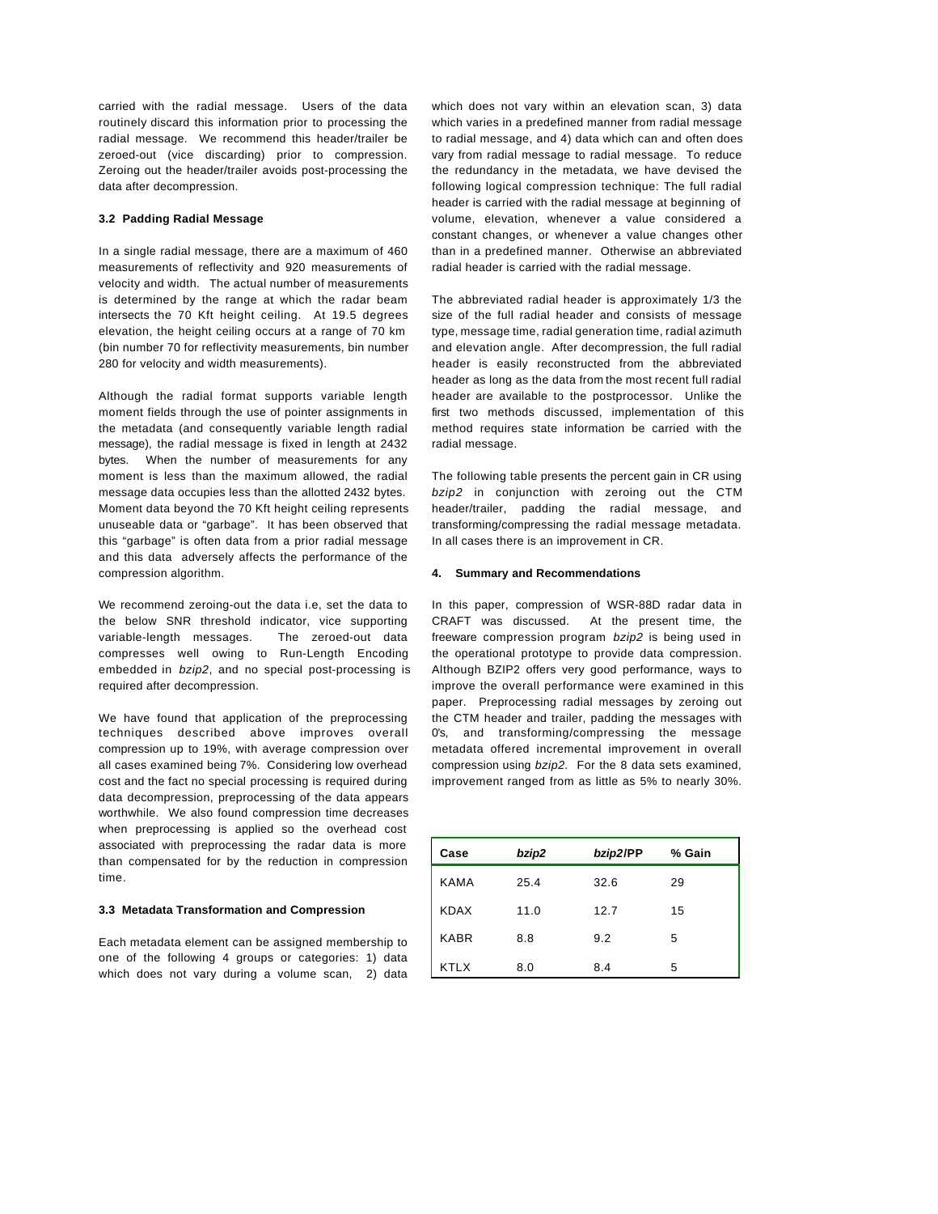carried with the radial message. Users of the data routinely discard this information prior to processing the radial message. We recommend this header/trailer be zeroed-out (vice discarding) prior to compression. Zeroing out the header/trailer avoids post-processing the data after decompression.

### 3.2 Padding Radial Message

In a single radial message, there are a maximum of 460 measurements of reflectivity and 920 measurements of velocity and width. The actual number of measurements is determined by the range at which the radar beam intersects the 70 Kft height ceiling. At 19.5 degrees elevation, the height ceiling occurs at a range of 70 km (bin number 70 for reflectivity measurements, bin number 280 for velocity and width measurements).

Although the radial format supports variable length moment fields through the use of pointer assignments in the metadata (and consequently variable length radial message), the radial message is fixed in length at 2432 bytes. When the number of measurements for any moment is less than the maximum allowed, the radial message data occupies less than the allotted 2432 bytes. Moment data beyond the 70 Kft height ceiling represents unuseable data or "garbage". It has been observed that this "garbage" is often data from a prior radial message and this data adversely affects the performance of the compression algorithm.

We recommend zeroing-out the data i.e, set the data to the below SNR threshold indicator, vice supporting variable-length messages. The zeroed-out data compresses well owing to Run-Length Encoding embedded in *bzip2*, and no special post-processing is required after decompression.

We have found that application of the preprocessing techniques described above improves overall compression up to 19%, with average compression over all cases examined being 7%. Considering low overhead cost and the fact no special processing is required during data decompression, preprocessing of the data appears worthwhile. We also found compression time decreases when preprocessing is applied so the overhead cost associated with preprocessing the radar data is more than compensated for by the reduction in compression time.

### 3.3 Metadata Transformation and Compression

Each metadata element can be assigned membership to one of the following 4 groups or categories: 1) data which does not vary during a volume scan, 2) data which does not vary within an elevation scan, 3) data which varies in a predefined manner from radial message to radial message, and 4) data which can and often does vary from radial message to radial message. To reduce the redundancy in the metadata, we have devised the following logical compression technique: The full radial header is carried with the radial message at beginning of volume, elevation, whenever a value considered a constant changes, or whenever a value changes other than in a predefined manner. Otherwise an abbreviated radial header is carried with the radial message.

The abbreviated radial header is approximately 1/3 the size of the full radial header and consists of message type, message time, radial generation time, radial azimuth and elevation angle. After decompression, the full radial header is easily reconstructed from the abbreviated header as long as the data from the most recent full radial header are available to the postprocessor. Unlike the first two methods discussed, implementation of this method requires state information be carried with the radial message.

The following table presents the percent gain in CR using *bzip2* in conjunction with zeroing out the CTM header/trailer, padding the radial message, and transforming/compressing the radial message metadata. In all cases there is an improvement in CR.

## 4. Summary and Recommendations

In this paper, compression of WSR-88D radar data in CRAFT was discussed. At the present time, the freeware compression program *bzip2* is being used in the operational prototype to provide data compression. Although BZIP2 offers very good performance, ways to improve the overall performance were examined in this paper. Preprocessing radial messages by zeroing out the CTM header and trailer, padding the messages with 0's, and transforming/compressing the message metadata offered incremental improvement in overall compression using *bzip2*. For the 8 data sets examined, improvement ranged from as little as 5% to nearly 30%.

| Case | *bzip2* | *bzip2*/PP | % Gain |
|---|---|---|---|
| KAMA | 25.4 | 32.6 | 29 |
| KDAX | 11.0 | 12.7 | 15 |
| KABR | 8.8 | 9.2 | 5 |
| KTLX | 8.0 | 8.4 | 5 |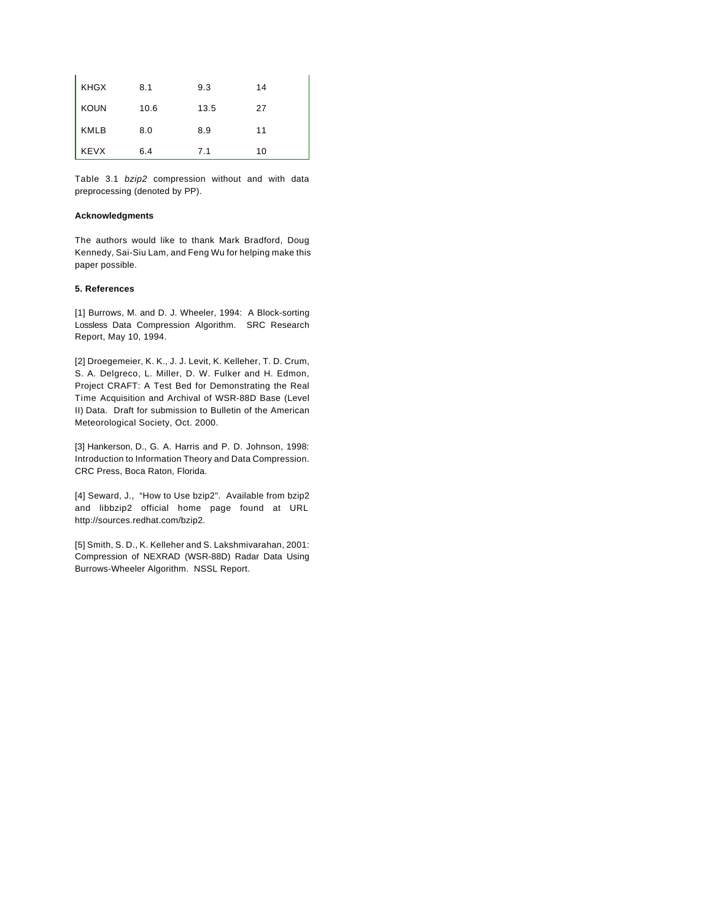| | | | |
|---|---|---|---|
| KHGX | 8.1 | 9.3 | 14 |
| KOUN | 10.6 | 13.5 | 27 |
| KMLB | 8.0 | 8.9 | 11 |
| KEVX | 6.4 | 7.1 | 10 |

Table 3.1 *bzip2* compression without and with data preprocessing (denoted by PP).

**Acknowledgments**

The authors would like to thank Mark Bradford, Doug Kennedy, Sai-Siu Lam, and Feng Wu for helping make this paper possible.

**5. References**

[1] Burrows, M. and D. J. Wheeler, 1994: A Block-sorting Lossless Data Compression Algorithm. SRC Research Report, May 10, 1994.

[2] Droegemeier, K. K., J. J. Levit, K. Kelleher, T. D. Crum, S. A. Delgreco, L. Miller, D. W. Fulker and H. Edmon, Project CRAFT: A Test Bed for Demonstrating the Real Time Acquisition and Archival of WSR-88D Base (Level II) Data. Draft for submission to Bulletin of the American Meteorological Society, Oct. 2000.

[3] Hankerson, D., G. A. Harris and P. D. Johnson, 1998: Introduction to Information Theory and Data Compression. CRC Press, Boca Raton, Florida.

[4] Seward, J., "How to Use bzip2". Available from bzip2 and libbzip2 official home page found at URL http://sources.redhat.com/bzip2.

[5] Smith, S. D., K. Kelleher and S. Lakshmivarahan, 2001: Compression of NEXRAD (WSR-88D) Radar Data Using Burrows-Wheeler Algorithm. NSSL Report.